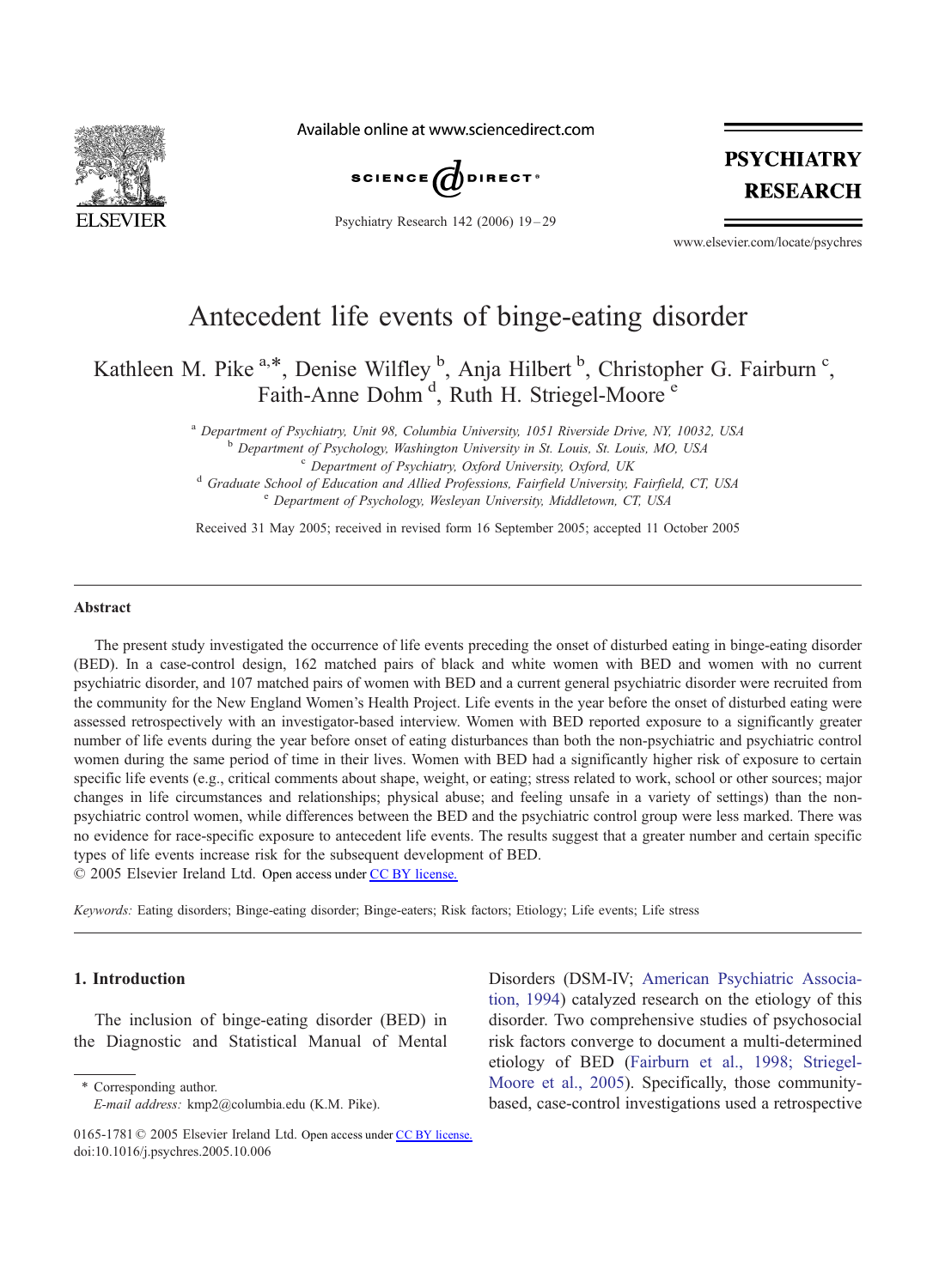# Antecedent life events of binge-eating disorder

Kathleen M. Pike [a,*], Denise Wilfley [b], Anja Hilbert [b], Christopher G. Fairburn [c], Faith-Anne Dohm [d], Ruth H. Striegel-Moore [e]

[a] Department of Psychiatry, Unit 98, Columbia University, 1051 Riverside Drive, NY, 10032, USA
[b] Department of Psychology, Washington University in St. Louis, St. Louis, MO, USA
[c] Department of Psychiatry, Oxford University, Oxford, UK
[d] Graduate School of Education and Allied Professions, Fairfield University, Fairfield, CT, USA
[e] Department of Psychology, Wesleyan University, Middletown, CT, USA

Received 31 May 2005; received in revised form 16 September 2005; accepted 11 October 2005

## Abstract

The present study investigated the occurrence of life events preceding the onset of disturbed eating in binge-eating disorder (BED). In a case-control design, 162 matched pairs of black and white women with BED and women with no current psychiatric disorder, and 107 matched pairs of women with BED and a current general psychiatric disorder were recruited from the community for the New England Women's Health Project. Life events in the year before the onset of disturbed eating were assessed retrospectively with an investigator-based interview. Women with BED reported exposure to a significantly greater number of life events during the year before onset of eating disturbances than both the non-psychiatric and psychiatric control women during the same period of time in their lives. Women with BED had a significantly higher risk of exposure to certain specific life events (e.g., critical comments about shape, weight, or eating; stress related to work, school or other sources; major changes in life circumstances and relationships; physical abuse; and feeling unsafe in a variety of settings) than the non-psychiatric control women, while differences between the BED and the psychiatric control group were less marked. There was no evidence for race-specific exposure to antecedent life events. The results suggest that a greater number and certain specific types of life events increase risk for the subsequent development of BED.

© 2005 Elsevier Ireland Ltd. Open access under CC BY license.

*Keywords:* Eating disorders; Binge-eating disorder; Binge-eaters; Risk factors; Etiology; Life events; Life stress

## 1. Introduction

The inclusion of binge-eating disorder (BED) in the Diagnostic and Statistical Manual of Mental Disorders (DSM-IV; American Psychiatric Association, 1994) catalyzed research on the etiology of this disorder. Two comprehensive studies of psychosocial risk factors converge to document a multi-determined etiology of BED (Fairburn et al., 1998; Striegel-Moore et al., 2005). Specifically, those community-based, case-control investigations used a retrospective

\* Corresponding author.
*E-mail address:* kmp2@columbia.edu (K.M. Pike).

0165-1781 © 2005 Elsevier Ireland Ltd. Open access under CC BY license.
doi:10.1016/j.psychres.2005.10.006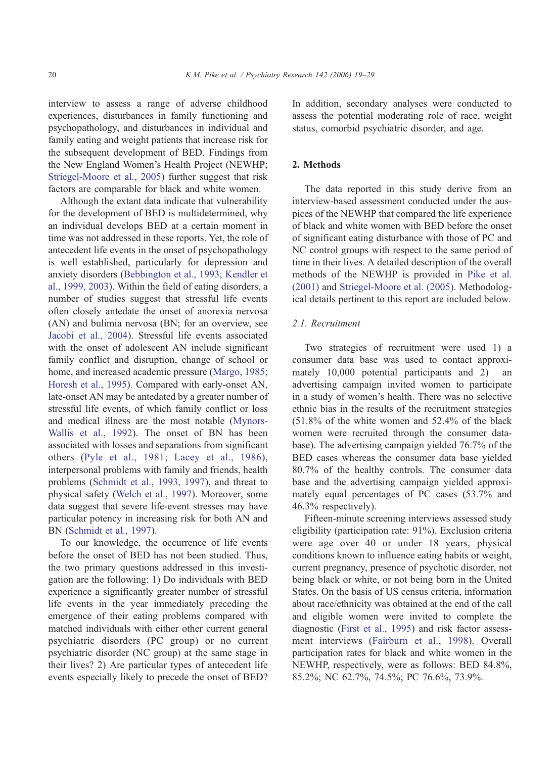interview to assess a range of adverse childhood experiences, disturbances in family functioning and psychopathology, and disturbances in individual and family eating and weight patients that increase risk for the subsequent development of BED. Findings from the New England Women's Health Project (NEWHP; Striegel-Moore et al., 2005) further suggest that risk factors are comparable for black and white women.

Although the extant data indicate that vulnerability for the development of BED is multidetermined, why an individual develops BED at a certain moment in time was not addressed in these reports. Yet, the role of antecedent life events in the onset of psychopathology is well established, particularly for depression and anxiety disorders (Bebbington et al., 1993; Kendler et al., 1999, 2003). Within the field of eating disorders, a number of studies suggest that stressful life events often closely antedate the onset of anorexia nervosa (AN) and bulimia nervosa (BN; for an overview, see Jacobi et al., 2004). Stressful life events associated with the onset of adolescent AN include significant family conflict and disruption, change of school or home, and increased academic pressure (Margo, 1985; Horesh et al., 1995). Compared with early-onset AN, late-onset AN may be antedated by a greater number of stressful life events, of which family conflict or loss and medical illness are the most notable (Mynors-Wallis et al., 1992). The onset of BN has been associated with losses and separations from significant others (Pyle et al., 1981; Lacey et al., 1986), interpersonal problems with family and friends, health problems (Schmidt et al., 1993, 1997), and threat to physical safety (Welch et al., 1997). Moreover, some data suggest that severe life-event stresses may have particular potency in increasing risk for both AN and BN (Schmidt et al., 1997).

To our knowledge, the occurrence of life events before the onset of BED has not been studied. Thus, the two primary questions addressed in this investigation are the following: 1) Do individuals with BED experience a significantly greater number of stressful life events in the year immediately preceding the emergence of their eating problems compared with matched individuals with either other current general psychiatric disorders (PC group) or no current psychiatric disorder (NC group) at the same stage in their lives? 2) Are particular types of antecedent life events especially likely to precede the onset of BED? In addition, secondary analyses were conducted to assess the potential moderating role of race, weight status, comorbid psychiatric disorder, and age.

## 2. Methods

The data reported in this study derive from an interview-based assessment conducted under the auspices of the NEWHP that compared the life experience of black and white women with BED before the onset of significant eating disturbance with those of PC and NC control groups with respect to the same period of time in their lives. A detailed description of the overall methods of the NEWHP is provided in Pike et al. (2001) and Striegel-Moore et al. (2005). Methodological details pertinent to this report are included below.

### *2.1. Recruitment*

Two strategies of recruitment were used 1) a consumer data base was used to contact approximately 10,000 potential participants and 2) an advertising campaign invited women to participate in a study of women's health. There was no selective ethnic bias in the results of the recruitment strategies (51.8% of the white women and 52.4% of the black women were recruited through the consumer database). The advertising campaign yielded 76.7% of the BED cases whereas the consumer data base yielded 80.7% of the healthy controls. The consumer data base and the advertising campaign yielded approximately equal percentages of PC cases (53.7% and 46.3% respectively).

Fifteen-minute screening interviews assessed study eligibility (participation rate: 91%). Exclusion criteria were age over 40 or under 18 years, physical conditions known to influence eating habits or weight, current pregnancy, presence of psychotic disorder, not being black or white, or not being born in the United States. On the basis of US census criteria, information about race/ethnicity was obtained at the end of the call and eligible women were invited to complete the diagnostic (First et al., 1995) and risk factor assessment interviews (Fairburn et al., 1998). Overall participation rates for black and white women in the NEWHP, respectively, were as follows: BED 84.8%, 85.2%; NC 62.7%, 74.5%; PC 76.6%, 73.9%.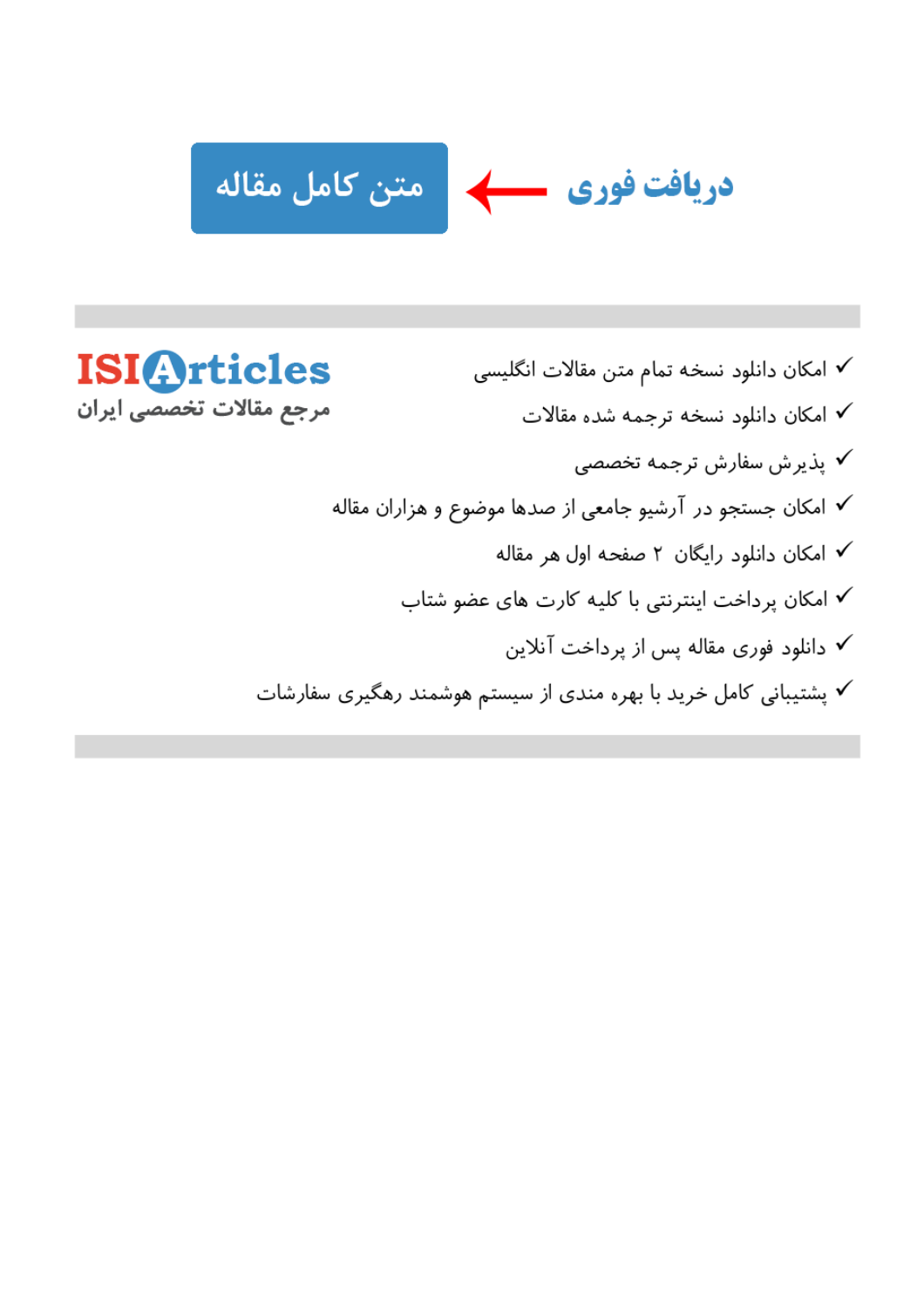دریافت فوری ← **متن کامل مقاله**

**ISIArticles**
مرجع مقالات تخصصی ایران

- ✓ امکان دانلود نسخه تمام متن مقالات انگلیسی
- ✓ امکان دانلود نسخه ترجمه شده مقالات
- ✓ پذیرش سفارش ترجمه تخصصی
- ✓ امکان جستجو در آرشیو جامعی از صدها موضوع و هزاران مقاله
- ✓ امکان دانلود رایگان ۲ صفحه اول هر مقاله
- ✓ امکان پرداخت اینترنتی با کلیه کارت های عضو شتاب
- ✓ دانلود فوری مقاله پس از پرداخت آنلاین
- ✓ پشتیبانی کامل خرید با بهره مندی از سیستم هوشمند رهگیری سفارشات